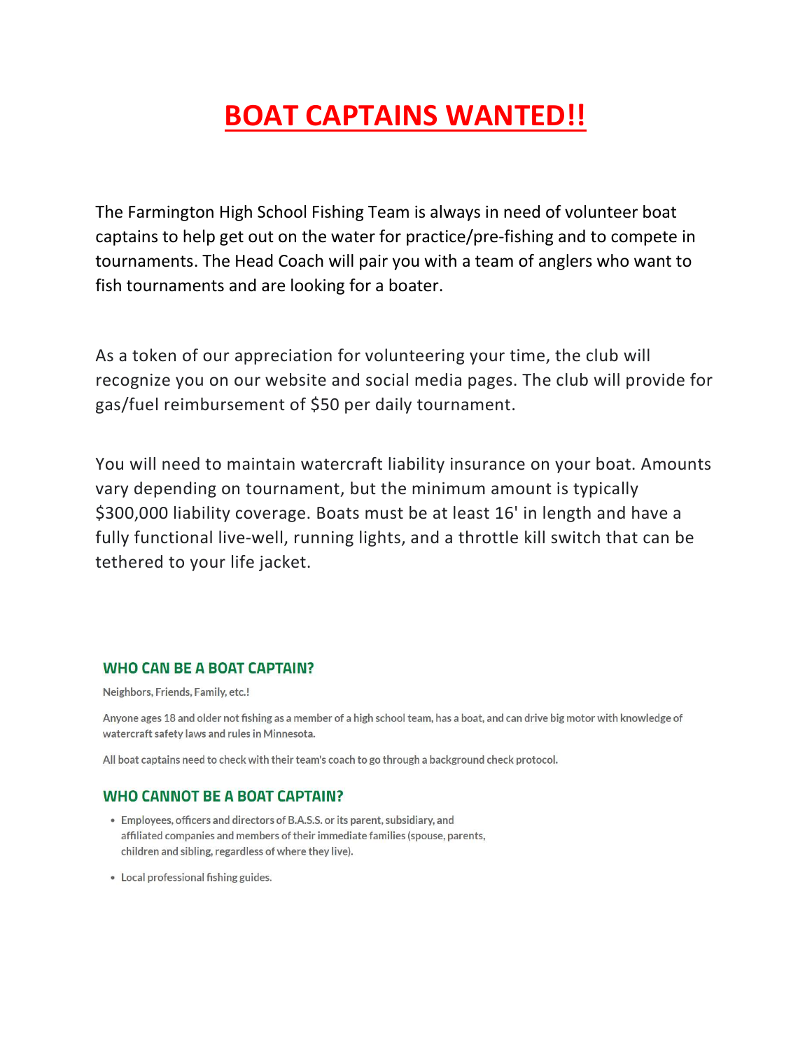# BOAT CAPTAINS WANTED!!

The Farmington High School Fishing Team is always in need of volunteer boat captains to help get out on the water for practice/pre-fishing and to compete in tournaments. The Head Coach will pair you with a team of anglers who want to fish tournaments and are looking for a boater.

As a token of our appreciation for volunteering your time, the club will recognize you on our website and social media pages. The club will provide for gas/fuel reimbursement of $50 per daily tournament.

You will need to maintain watercraft liability insurance on your boat. Amounts vary depending on tournament, but the minimum amount is typically $300,000 liability coverage. Boats must be at least 16' in length and have a fully functional live-well, running lights, and a throttle kill switch that can be tethered to your life jacket.

## WHO CAN BE A BOAT CAPTAIN?

Neighbors, Friends, Family, etc.!

Anyone ages 18 and older not fishing as a member of a high school team, has a boat, and can drive big motor with knowledge of watercraft safety laws and rules in Minnesota.

All boat captains need to check with their team's coach to go through a background check protocol.

## WHO CANNOT BE A BOAT CAPTAIN?

- Employees, officers and directors of B.A.S.S. or its parent, subsidiary, and affiliated companies and members of their immediate families (spouse, parents, children and sibling, regardless of where they live).
- Local professional fishing guides.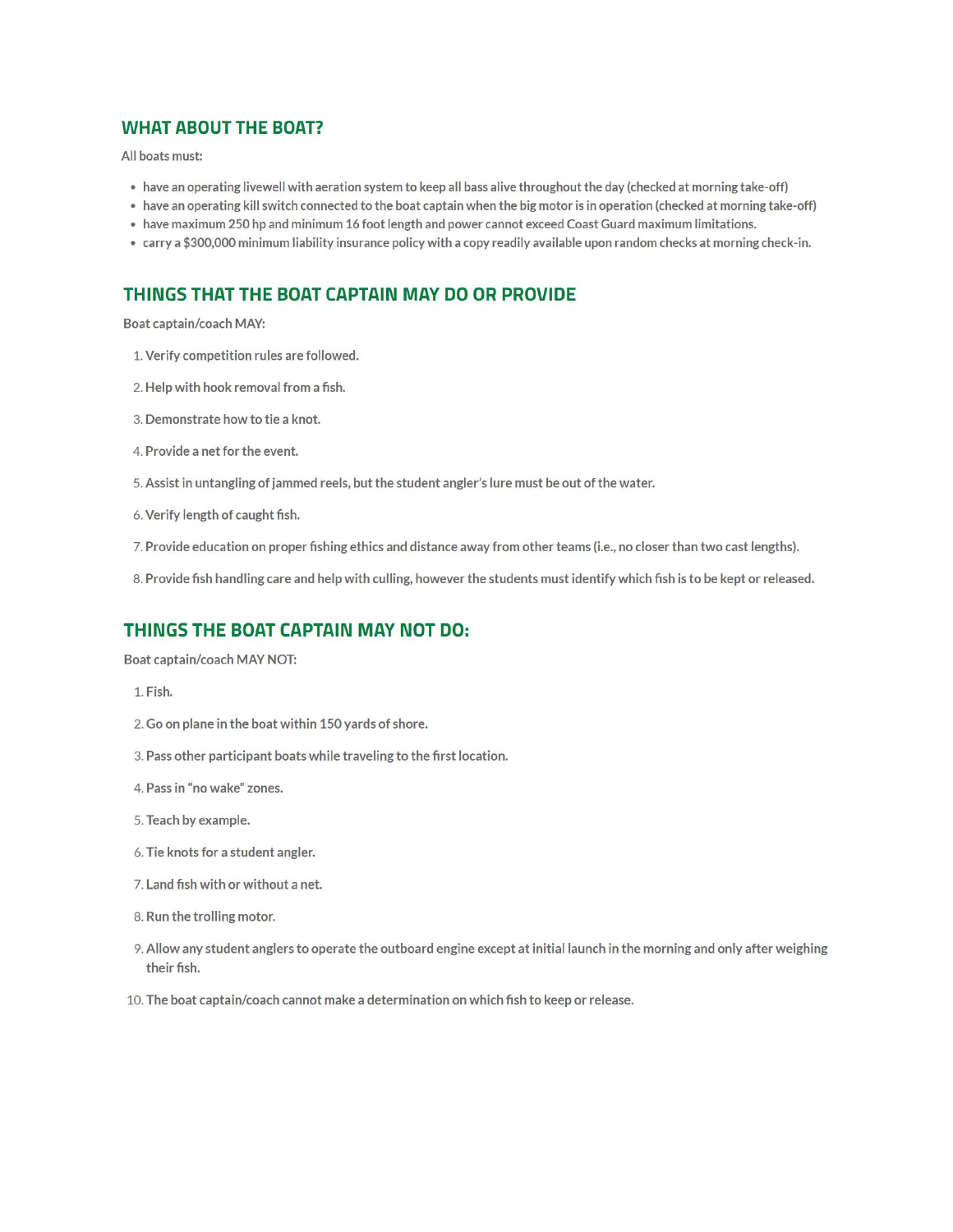## WHAT ABOUT THE BOAT?

All boats must:

- have an operating livewell with aeration system to keep all bass alive throughout the day (checked at morning take-off)
- have an operating kill switch connected to the boat captain when the big motor is in operation (checked at morning take-off)
- have maximum 250 hp and minimum 16 foot length and power cannot exceed Coast Guard maximum limitations.
- carry a $300,000 minimum liability insurance policy with a copy readily available upon random checks at morning check-in.

## THINGS THAT THE BOAT CAPTAIN MAY DO OR PROVIDE

Boat captain/coach MAY:

1. Verify competition rules are followed.
2. Help with hook removal from a fish.
3. Demonstrate how to tie a knot.
4. Provide a net for the event.
5. Assist in untangling of jammed reels, but the student angler's lure must be out of the water.
6. Verify length of caught fish.
7. Provide education on proper fishing ethics and distance away from other teams (i.e., no closer than two cast lengths).
8. Provide fish handling care and help with culling, however the students must identify which fish is to be kept or released.

## THINGS THE BOAT CAPTAIN MAY NOT DO:

Boat captain/coach MAY NOT:

1. Fish.
2. Go on plane in the boat within 150 yards of shore.
3. Pass other participant boats while traveling to the first location.
4. Pass in "no wake" zones.
5. Teach by example.
6. Tie knots for a student angler.
7. Land fish with or without a net.
8. Run the trolling motor.
9. Allow any student anglers to operate the outboard engine except at initial launch in the morning and only after weighing their fish.
10. The boat captain/coach cannot make a determination on which fish to keep or release.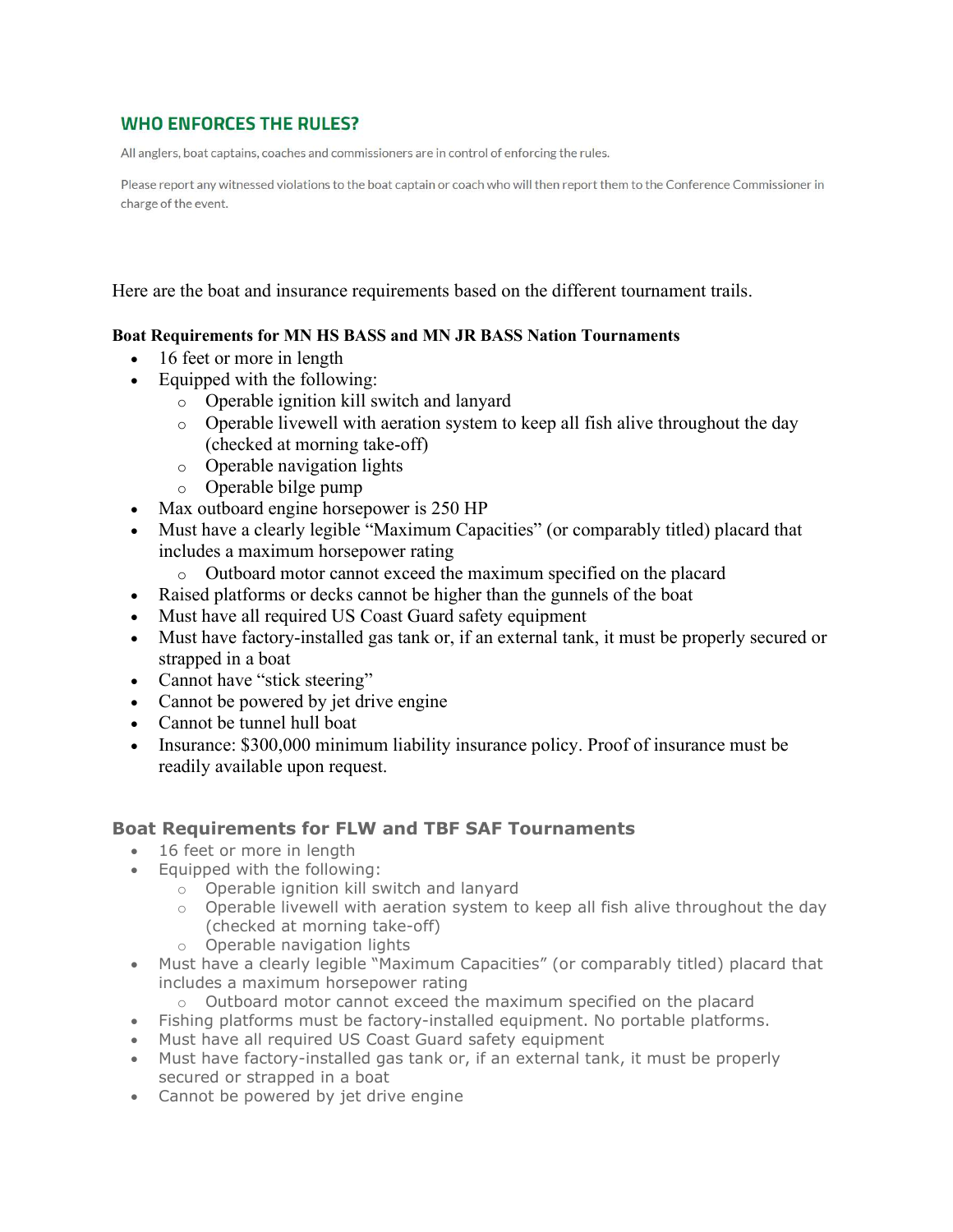## WHO ENFORCES THE RULES?

All anglers, boat captains, coaches and commissioners are in control of enforcing the rules.

Please report any witnessed violations to the boat captain or coach who will then report them to the Conference Commissioner in charge of the event.

Here are the boat and insurance requirements based on the different tournament trails.

**Boat Requirements for MN HS BASS and MN JR BASS Nation Tournaments**

- 16 feet or more in length
- Equipped with the following:
  - Operable ignition kill switch and lanyard
  - Operable livewell with aeration system to keep all fish alive throughout the day (checked at morning take-off)
  - Operable navigation lights
  - Operable bilge pump
- Max outboard engine horsepower is 250 HP
- Must have a clearly legible "Maximum Capacities" (or comparably titled) placard that includes a maximum horsepower rating
  - Outboard motor cannot exceed the maximum specified on the placard
- Raised platforms or decks cannot be higher than the gunnels of the boat
- Must have all required US Coast Guard safety equipment
- Must have factory-installed gas tank or, if an external tank, it must be properly secured or strapped in a boat
- Cannot have "stick steering"
- Cannot be powered by jet drive engine
- Cannot be tunnel hull boat
- Insurance: $300,000 minimum liability insurance policy. Proof of insurance must be readily available upon request.

### Boat Requirements for FLW and TBF SAF Tournaments

- 16 feet or more in length
- Equipped with the following:
  - Operable ignition kill switch and lanyard
  - Operable livewell with aeration system to keep all fish alive throughout the day (checked at morning take-off)
  - Operable navigation lights
- Must have a clearly legible "Maximum Capacities" (or comparably titled) placard that includes a maximum horsepower rating
  - Outboard motor cannot exceed the maximum specified on the placard
- Fishing platforms must be factory-installed equipment. No portable platforms.
- Must have all required US Coast Guard safety equipment
- Must have factory-installed gas tank or, if an external tank, it must be properly secured or strapped in a boat
- Cannot be powered by jet drive engine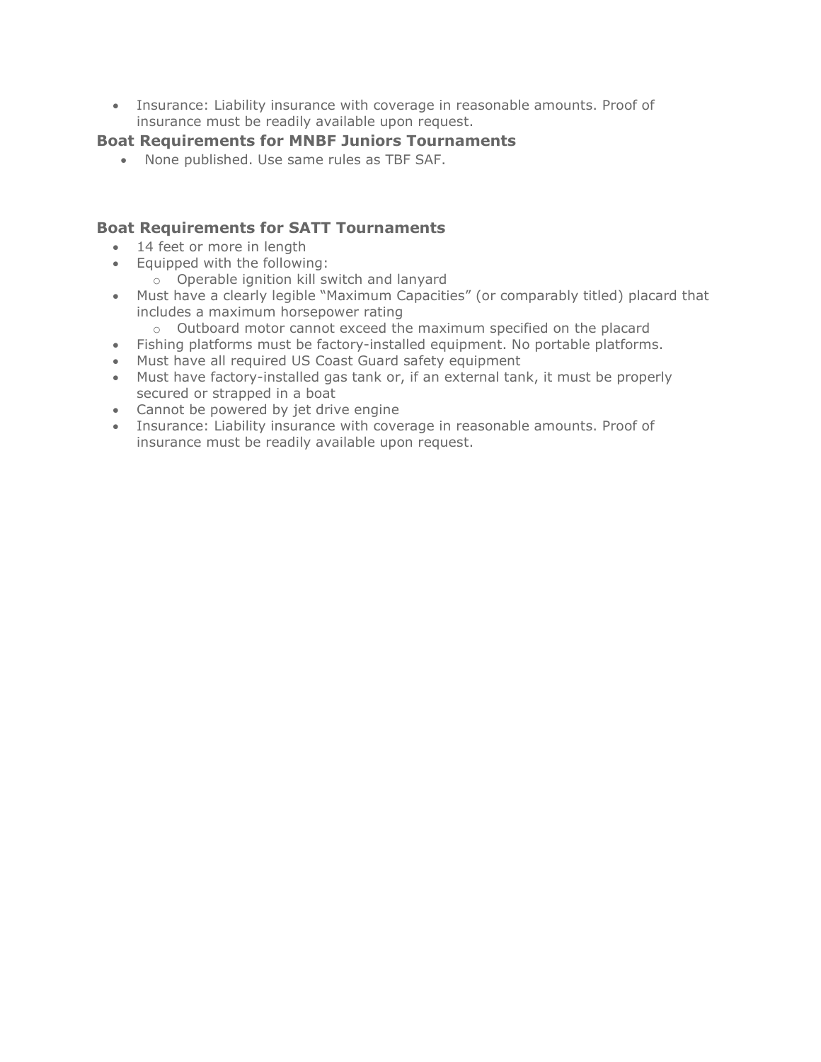- Insurance: Liability insurance with coverage in reasonable amounts. Proof of insurance must be readily available upon request.

### Boat Requirements for MNBF Juniors Tournaments

- None published. Use same rules as TBF SAF.

### Boat Requirements for SATT Tournaments

- 14 feet or more in length
- Equipped with the following:
  - Operable ignition kill switch and lanyard
- Must have a clearly legible "Maximum Capacities" (or comparably titled) placard that includes a maximum horsepower rating
  - Outboard motor cannot exceed the maximum specified on the placard
- Fishing platforms must be factory-installed equipment. No portable platforms.
- Must have all required US Coast Guard safety equipment
- Must have factory-installed gas tank or, if an external tank, it must be properly secured or strapped in a boat
- Cannot be powered by jet drive engine
- Insurance: Liability insurance with coverage in reasonable amounts. Proof of insurance must be readily available upon request.